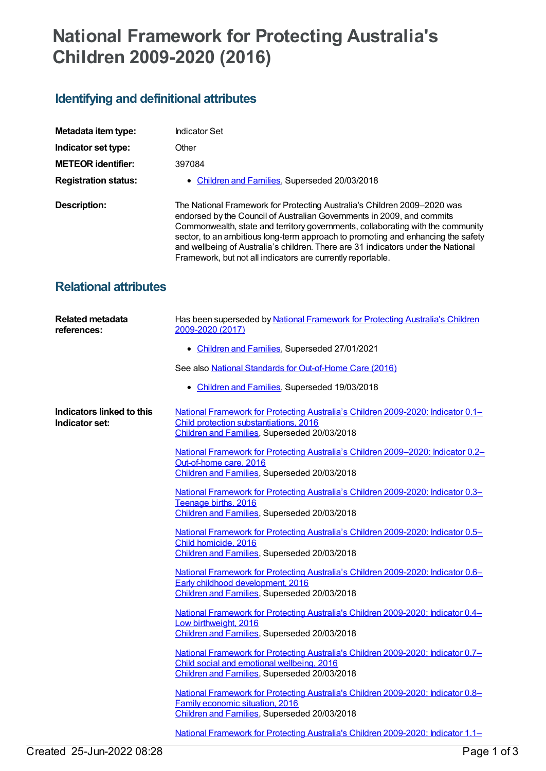# National Framework for Protecting Australia's Children 2009-2020 (2016)

## Identifying and definitional attributes

**Metadata item type:** Indicator Set

**Indicator set type:** Other

**METEOR identifier:** 397084

**Registration status:**

- Children and Families, Superseded 20/03/2018

**Description:** The National Framework for Protecting Australia's Children 2009–2020 was endorsed by the Council of Australian Governments in 2009, and commits Commonwealth, state and territory governments, collaborating with the community sector, to an ambitious long-term approach to promoting and enhancing the safety and wellbeing of Australia's children. There are 31 indicators under the National Framework, but not all indicators are currently reportable.

## Relational attributes

**Related metadata references:**

Has been superseded by National Framework for Protecting Australia's Children 2009-2020 (2017)

- Children and Families, Superseded 27/01/2021

See also National Standards for Out-of-Home Care (2016)

- Children and Families, Superseded 19/03/2018

**Indicators linked to this Indicator set:**

National Framework for Protecting Australia's Children 2009-2020: Indicator 0.1–Child protection substantiations, 2016
Children and Families, Superseded 20/03/2018

National Framework for Protecting Australia's Children 2009–2020: Indicator 0.2–Out-of-home care, 2016
Children and Families, Superseded 20/03/2018

National Framework for Protecting Australia's Children 2009-2020: Indicator 0.3–Teenage births, 2016
Children and Families, Superseded 20/03/2018

National Framework for Protecting Australia's Children 2009-2020: Indicator 0.5–Child homicide, 2016
Children and Families, Superseded 20/03/2018

National Framework for Protecting Australia's Children 2009-2020: Indicator 0.6–Early childhood development, 2016
Children and Families, Superseded 20/03/2018

National Framework for Protecting Australia's Children 2009-2020: Indicator 0.4–Low birthweight, 2016
Children and Families, Superseded 20/03/2018

National Framework for Protecting Australia's Children 2009-2020: Indicator 0.7–Child social and emotional wellbeing, 2016
Children and Families, Superseded 20/03/2018

National Framework for Protecting Australia's Children 2009-2020: Indicator 0.8–Family economic situation, 2016
Children and Families, Superseded 20/03/2018

National Framework for Protecting Australia's Children 2009-2020: Indicator 1.1–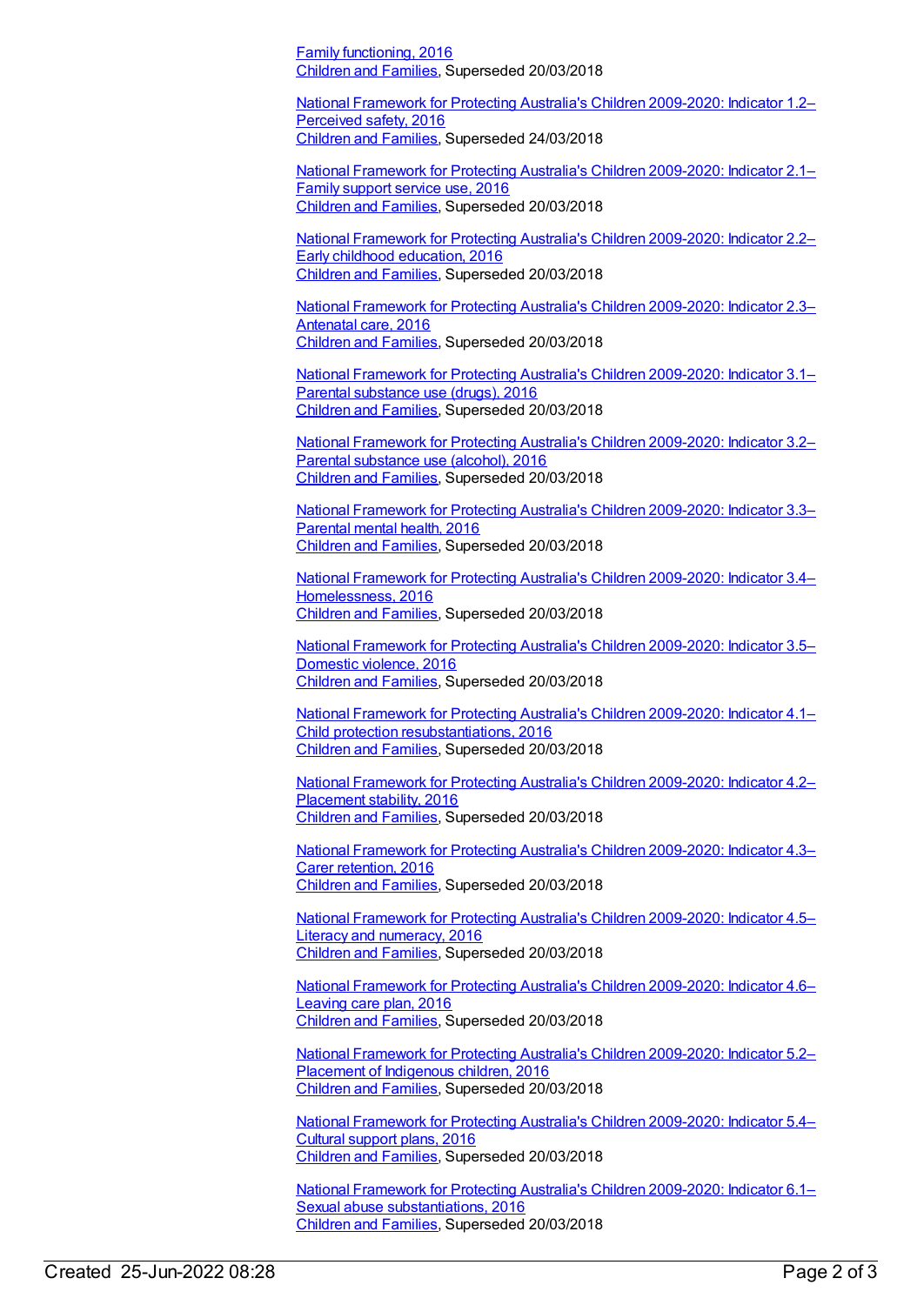Family functioning, 2016
Children and Families, Superseded 20/03/2018

National Framework for Protecting Australia's Children 2009-2020: Indicator 1.2–Perceived safety, 2016
Children and Families, Superseded 24/03/2018

National Framework for Protecting Australia's Children 2009-2020: Indicator 2.1–Family support service use, 2016
Children and Families, Superseded 20/03/2018

National Framework for Protecting Australia's Children 2009-2020: Indicator 2.2–Early childhood education, 2016
Children and Families, Superseded 20/03/2018

National Framework for Protecting Australia's Children 2009-2020: Indicator 2.3–Antenatal care, 2016
Children and Families, Superseded 20/03/2018

National Framework for Protecting Australia's Children 2009-2020: Indicator 3.1–Parental substance use (drugs), 2016
Children and Families, Superseded 20/03/2018

National Framework for Protecting Australia's Children 2009-2020: Indicator 3.2–Parental substance use (alcohol), 2016
Children and Families, Superseded 20/03/2018

National Framework for Protecting Australia's Children 2009-2020: Indicator 3.3–Parental mental health, 2016
Children and Families, Superseded 20/03/2018

National Framework for Protecting Australia's Children 2009-2020: Indicator 3.4–Homelessness, 2016
Children and Families, Superseded 20/03/2018

National Framework for Protecting Australia's Children 2009-2020: Indicator 3.5–Domestic violence, 2016
Children and Families, Superseded 20/03/2018

National Framework for Protecting Australia's Children 2009-2020: Indicator 4.1–Child protection resubstantiations, 2016
Children and Families, Superseded 20/03/2018

National Framework for Protecting Australia's Children 2009-2020: Indicator 4.2–Placement stability, 2016
Children and Families, Superseded 20/03/2018

National Framework for Protecting Australia's Children 2009-2020: Indicator 4.3–Carer retention, 2016
Children and Families, Superseded 20/03/2018

National Framework for Protecting Australia's Children 2009-2020: Indicator 4.5–Literacy and numeracy, 2016
Children and Families, Superseded 20/03/2018

National Framework for Protecting Australia's Children 2009-2020: Indicator 4.6–Leaving care plan, 2016
Children and Families, Superseded 20/03/2018

National Framework for Protecting Australia's Children 2009-2020: Indicator 5.2–Placement of Indigenous children, 2016
Children and Families, Superseded 20/03/2018

National Framework for Protecting Australia's Children 2009-2020: Indicator 5.4–Cultural support plans, 2016
Children and Families, Superseded 20/03/2018

National Framework for Protecting Australia's Children 2009-2020: Indicator 6.1–Sexual abuse substantiations, 2016
Children and Families, Superseded 20/03/2018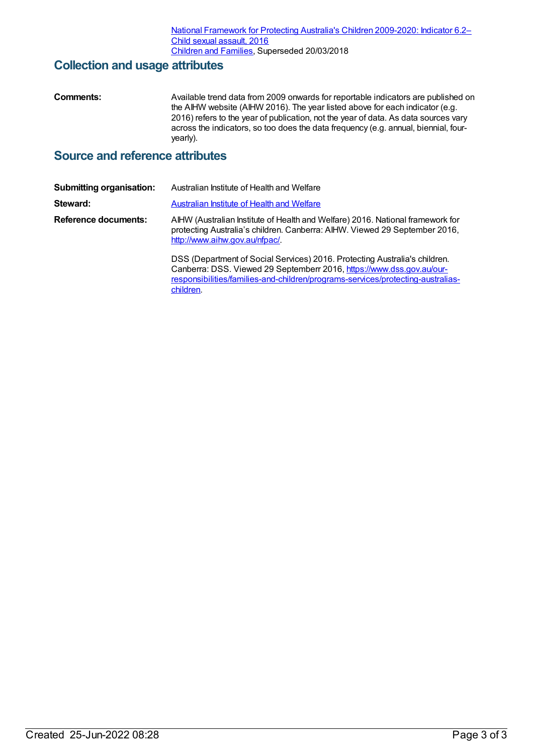National Framework for Protecting Australia's Children 2009-2020: Indicator 6.2– Child sexual assault, 2016
Children and Families, Superseded 20/03/2018

## Collection and usage attributes

**Comments:** Available trend data from 2009 onwards for reportable indicators are published on the AIHW website (AIHW 2016). The year listed above for each indicator (e.g. 2016) refers to the year of publication, not the year of data. As data sources vary across the indicators, so too does the data frequency (e.g. annual, biennial, four-yearly).

## Source and reference attributes

**Submitting organisation:** Australian Institute of Health and Welfare

**Steward:** Australian Institute of Health and Welfare

**Reference documents:** AIHW (Australian Institute of Health and Welfare) 2016. National framework for protecting Australia's children. Canberra: AIHW. Viewed 29 September 2016, http://www.aihw.gov.au/nfpac/.

DSS (Department of Social Services) 2016. Protecting Australia's children. Canberra: DSS. Viewed 29 Septemberr 2016, https://www.dss.gov.au/our-responsibilities/families-and-children/programs-services/protecting-australias-children.